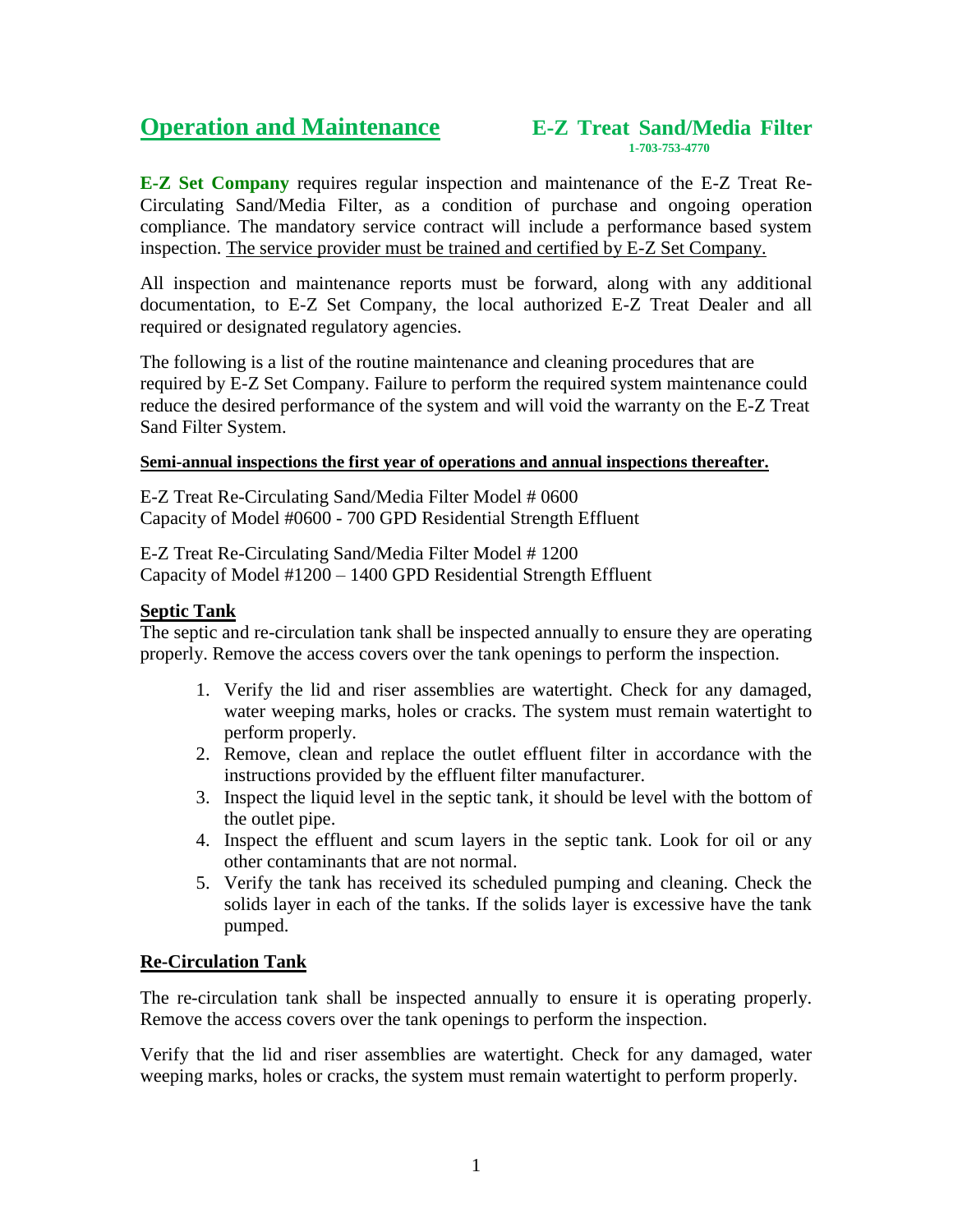# Operation and Maintenance

## E-Z Treat Sand/Media Filter

1-703-753-4770

**E-Z Set Company** requires regular inspection and maintenance of the E-Z Treat Re-Circulating Sand/Media Filter, as a condition of purchase and ongoing operation compliance. The mandatory service contract will include a performance based system inspection. <u>The service provider must be trained and certified by E-Z Set Company.</u>

All inspection and maintenance reports must be forward, along with any additional documentation, to E-Z Set Company, the local authorized E-Z Treat Dealer and all required or designated regulatory agencies.

The following is a list of the routine maintenance and cleaning procedures that are required by E-Z Set Company. Failure to perform the required system maintenance could reduce the desired performance of the system and will void the warranty on the E-Z Treat Sand Filter System.

**Semi-annual inspections the first year of operations and annual inspections thereafter.**

E-Z Treat Re-Circulating Sand/Media Filter Model # 0600
Capacity of Model #0600 - 700 GPD Residential Strength Effluent

E-Z Treat Re-Circulating Sand/Media Filter Model # 1200
Capacity of Model #1200 – 1400 GPD Residential Strength Effluent

### Septic Tank

The septic and re-circulation tank shall be inspected annually to ensure they are operating properly. Remove the access covers over the tank openings to perform the inspection.

1. Verify the lid and riser assemblies are watertight. Check for any damaged, water weeping marks, holes or cracks. The system must remain watertight to perform properly.
2. Remove, clean and replace the outlet effluent filter in accordance with the instructions provided by the effluent filter manufacturer.
3. Inspect the liquid level in the septic tank, it should be level with the bottom of the outlet pipe.
4. Inspect the effluent and scum layers in the septic tank. Look for oil or any other contaminants that are not normal.
5. Verify the tank has received its scheduled pumping and cleaning. Check the solids layer in each of the tanks. If the solids layer is excessive have the tank pumped.

### Re-Circulation Tank

The re-circulation tank shall be inspected annually to ensure it is operating properly. Remove the access covers over the tank openings to perform the inspection.

Verify that the lid and riser assemblies are watertight. Check for any damaged, water weeping marks, holes or cracks, the system must remain watertight to perform properly.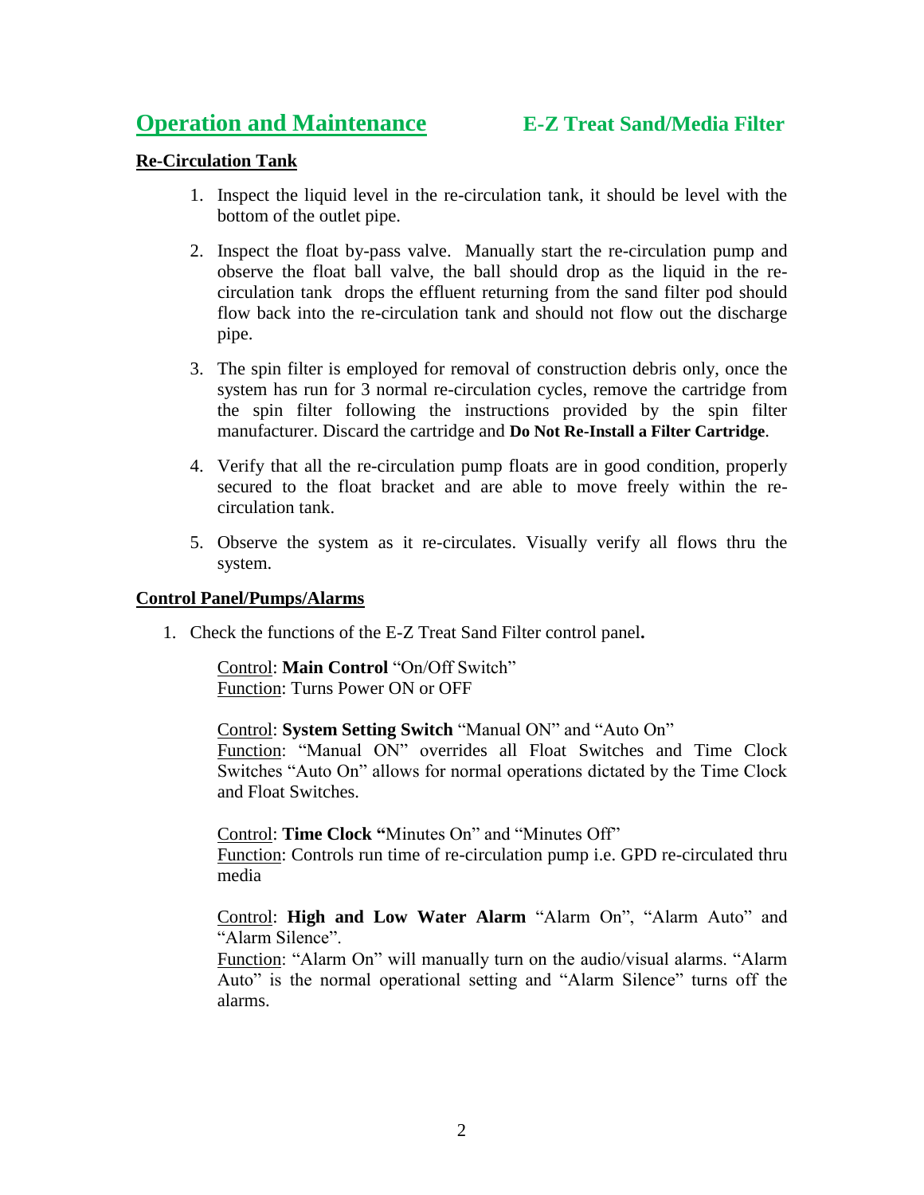# Operation and Maintenance **E-Z Treat Sand/Media Filter**

## Re-Circulation Tank

1. Inspect the liquid level in the re-circulation tank, it should be level with the bottom of the outlet pipe.

2. Inspect the float by-pass valve. Manually start the re-circulation pump and observe the float ball valve, the ball should drop as the liquid in the re-circulation tank drops the effluent returning from the sand filter pod should flow back into the re-circulation tank and should not flow out the discharge pipe.

3. The spin filter is employed for removal of construction debris only, once the system has run for 3 normal re-circulation cycles, remove the cartridge from the spin filter following the instructions provided by the spin filter manufacturer. Discard the cartridge and **Do Not Re-Install a Filter Cartridge**.

4. Verify that all the re-circulation pump floats are in good condition, properly secured to the float bracket and are able to move freely within the re-circulation tank.

5. Observe the system as it re-circulates. Visually verify all flows thru the system.

## Control Panel/Pumps/Alarms

1. Check the functions of the E-Z Treat Sand Filter control panel**.**

   Control: **Main Control** "On/Off Switch"
   Function: Turns Power ON or OFF

   Control: **System Setting Switch** "Manual ON" and "Auto On"
   Function: "Manual ON" overrides all Float Switches and Time Clock Switches "Auto On" allows for normal operations dictated by the Time Clock and Float Switches.

   Control: **Time Clock "**Minutes On" and "Minutes Off"
   Function: Controls run time of re-circulation pump i.e. GPD re-circulated thru media

   Control: **High and Low Water Alarm** "Alarm On", "Alarm Auto" and "Alarm Silence".
   Function: "Alarm On" will manually turn on the audio/visual alarms. "Alarm Auto" is the normal operational setting and "Alarm Silence" turns off the alarms.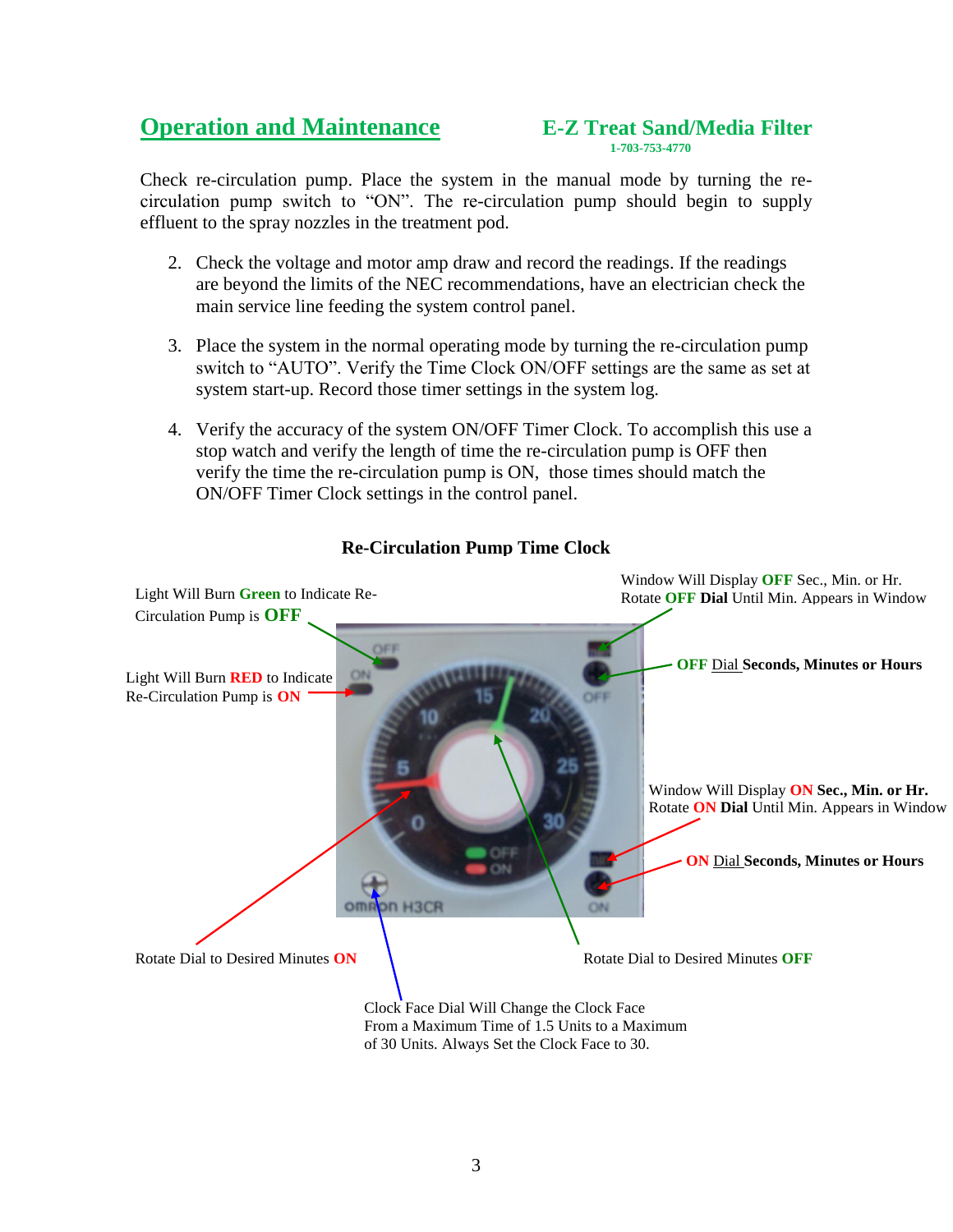## Operation and Maintenance

**E-Z Treat Sand/Media Filter**
1-703-753-4770

Check re-circulation pump. Place the system in the manual mode by turning the re-circulation pump switch to "ON". The re-circulation pump should begin to supply effluent to the spray nozzles in the treatment pod.

2. Check the voltage and motor amp draw and record the readings. If the readings are beyond the limits of the NEC recommendations, have an electrician check the main service line feeding the system control panel.

3. Place the system in the normal operating mode by turning the re-circulation pump switch to "AUTO". Verify the Time Clock ON/OFF settings are the same as set at system start-up. Record those timer settings in the system log.

4. Verify the accuracy of the system ON/OFF Timer Clock. To accomplish this use a stop watch and verify the length of time the re-circulation pump is OFF then verify the time the re-circulation pump is ON, those times should match the ON/OFF Timer Clock settings in the control panel.

**Re-Circulation Pump Time Clock**

Light Will Burn **Green** to Indicate Re-Circulation Pump is **OFF**

Light Will Burn **RED** to Indicate Re-Circulation Pump is **ON**

Window Will Display **OFF** Sec., Min. or Hr. Rotate **OFF Dial** Until Min. Appears in Window

**OFF** Dial **Seconds, Minutes or Hours**

Window Will Display **ON Sec., Min. or Hr.** Rotate **ON Dial** Until Min. Appears in Window

**ON** Dial **Seconds, Minutes or Hours**

Rotate Dial to Desired Minutes **ON**

Rotate Dial to Desired Minutes **OFF**

Clock Face Dial Will Change the Clock Face From a Maximum Time of 1.5 Units to a Maximum of 30 Units. Always Set the Clock Face to 30.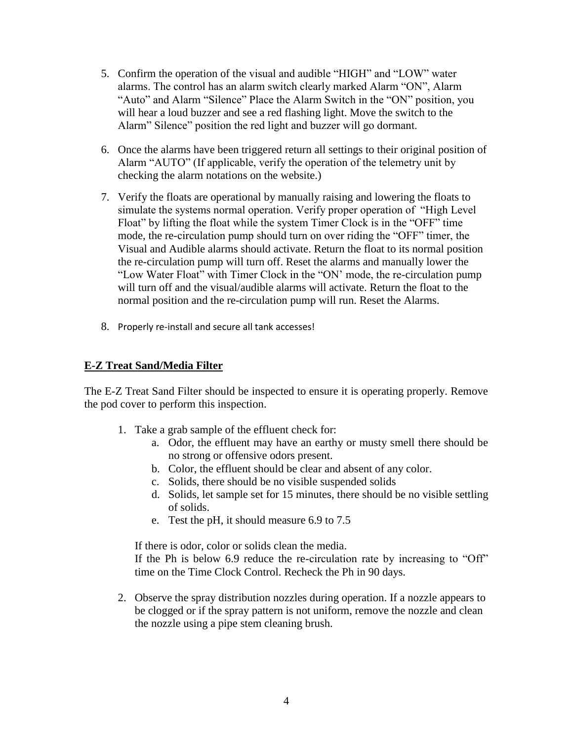5. Confirm the operation of the visual and audible "HIGH" and "LOW" water alarms. The control has an alarm switch clearly marked Alarm "ON", Alarm "Auto" and Alarm "Silence" Place the Alarm Switch in the "ON" position, you will hear a loud buzzer and see a red flashing light. Move the switch to the Alarm" Silence" position the red light and buzzer will go dormant.

6. Once the alarms have been triggered return all settings to their original position of Alarm "AUTO" (If applicable, verify the operation of the telemetry unit by checking the alarm notations on the website.)

7. Verify the floats are operational by manually raising and lowering the floats to simulate the systems normal operation. Verify proper operation of "High Level Float" by lifting the float while the system Timer Clock is in the "OFF" time mode, the re-circulation pump should turn on over riding the "OFF" timer, the Visual and Audible alarms should activate. Return the float to its normal position the re-circulation pump will turn off. Reset the alarms and manually lower the "Low Water Float" with Timer Clock in the "ON' mode, the re-circulation pump will turn off and the visual/audible alarms will activate. Return the float to the normal position and the re-circulation pump will run. Reset the Alarms.

8. Properly re-install and secure all tank accesses!

## E-Z Treat Sand/Media Filter

The E-Z Treat Sand Filter should be inspected to ensure it is operating properly. Remove the pod cover to perform this inspection.

1. Take a grab sample of the effluent check for:
   a. Odor, the effluent may have an earthy or musty smell there should be no strong or offensive odors present.
   b. Color, the effluent should be clear and absent of any color.
   c. Solids, there should be no visible suspended solids
   d. Solids, let sample set for 15 minutes, there should be no visible settling of solids.
   e. Test the pH, it should measure 6.9 to 7.5

   If there is odor, color or solids clean the media.
   If the Ph is below 6.9 reduce the re-circulation rate by increasing to "Off" time on the Time Clock Control. Recheck the Ph in 90 days.

2. Observe the spray distribution nozzles during operation. If a nozzle appears to be clogged or if the spray pattern is not uniform, remove the nozzle and clean the nozzle using a pipe stem cleaning brush.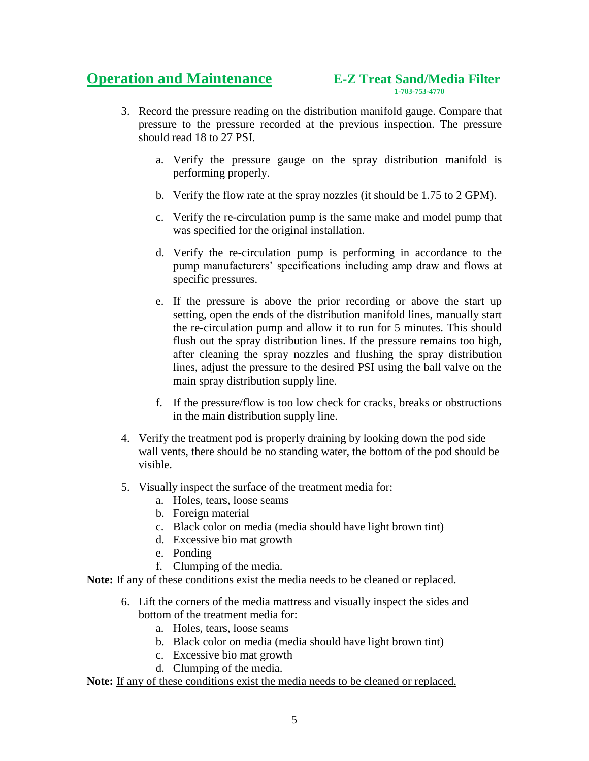3. Record the pressure reading on the distribution manifold gauge. Compare that pressure to the pressure recorded at the previous inspection. The pressure should read 18 to 27 PSI.

    a. Verify the pressure gauge on the spray distribution manifold is performing properly.

    b. Verify the flow rate at the spray nozzles (it should be 1.75 to 2 GPM).

    c. Verify the re-circulation pump is the same make and model pump that was specified for the original installation.

    d. Verify the re-circulation pump is performing in accordance to the pump manufacturers' specifications including amp draw and flows at specific pressures.

    e. If the pressure is above the prior recording or above the start up setting, open the ends of the distribution manifold lines, manually start the re-circulation pump and allow it to run for 5 minutes. This should flush out the spray distribution lines. If the pressure remains too high, after cleaning the spray nozzles and flushing the spray distribution lines, adjust the pressure to the desired PSI using the ball valve on the main spray distribution supply line.

    f. If the pressure/flow is too low check for cracks, breaks or obstructions in the main distribution supply line.

4. Verify the treatment pod is properly draining by looking down the pod side wall vents, there should be no standing water, the bottom of the pod should be visible.

5. Visually inspect the surface of the treatment media for:
    a. Holes, tears, loose seams
    b. Foreign material
    c. Black color on media (media should have light brown tint)
    d. Excessive bio mat growth
    e. Ponding
    f. Clumping of the media.

**Note:** <u>If any of these conditions exist the media needs to be cleaned or replaced.</u>

6. Lift the corners of the media mattress and visually inspect the sides and bottom of the treatment media for:
    a. Holes, tears, loose seams
    b. Black color on media (media should have light brown tint)
    c. Excessive bio mat growth
    d. Clumping of the media.

**Note:** <u>If any of these conditions exist the media needs to be cleaned or replaced.</u>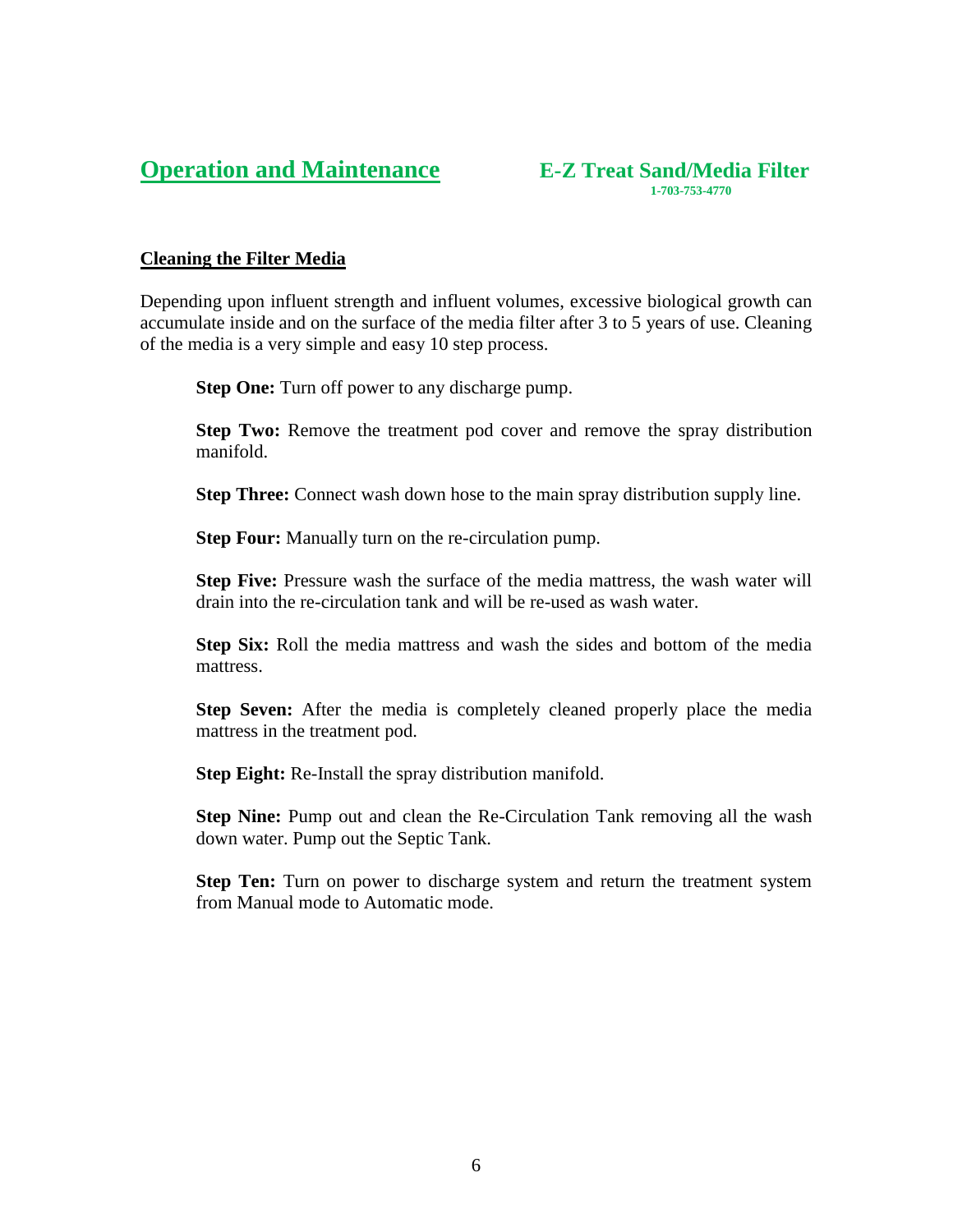## Cleaning the Filter Media

Depending upon influent strength and influent volumes, excessive biological growth can accumulate inside and on the surface of the media filter after 3 to 5 years of use. Cleaning of the media is a very simple and easy 10 step process.

**Step One:** Turn off power to any discharge pump.

**Step Two:** Remove the treatment pod cover and remove the spray distribution manifold.

**Step Three:** Connect wash down hose to the main spray distribution supply line.

**Step Four:** Manually turn on the re-circulation pump.

**Step Five:** Pressure wash the surface of the media mattress, the wash water will drain into the re-circulation tank and will be re-used as wash water.

**Step Six:** Roll the media mattress and wash the sides and bottom of the media mattress.

**Step Seven:** After the media is completely cleaned properly place the media mattress in the treatment pod.

**Step Eight:** Re-Install the spray distribution manifold.

**Step Nine:** Pump out and clean the Re-Circulation Tank removing all the wash down water. Pump out the Septic Tank.

**Step Ten:** Turn on power to discharge system and return the treatment system from Manual mode to Automatic mode.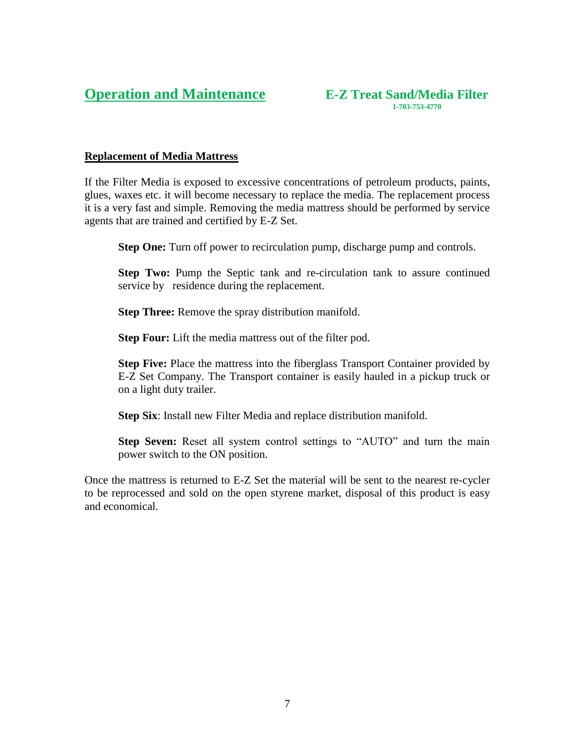# Operation and Maintenance

**E-Z Treat Sand/Media Filter**
**1-703-753-4770**

## Replacement of Media Mattress

If the Filter Media is exposed to excessive concentrations of petroleum products, paints, glues, waxes etc. it will become necessary to replace the media. The replacement process it is a very fast and simple. Removing the media mattress should be performed by service agents that are trained and certified by E-Z Set.

**Step One:** Turn off power to recirculation pump, discharge pump and controls.

**Step Two:** Pump the Septic tank and re-circulation tank to assure continued service by residence during the replacement.

**Step Three:** Remove the spray distribution manifold.

**Step Four:** Lift the media mattress out of the filter pod.

**Step Five:** Place the mattress into the fiberglass Transport Container provided by E-Z Set Company. The Transport container is easily hauled in a pickup truck or on a light duty trailer.

**Step Six**: Install new Filter Media and replace distribution manifold.

**Step Seven:** Reset all system control settings to "AUTO" and turn the main power switch to the ON position.

Once the mattress is returned to E-Z Set the material will be sent to the nearest re-cycler to be reprocessed and sold on the open styrene market, disposal of this product is easy and economical.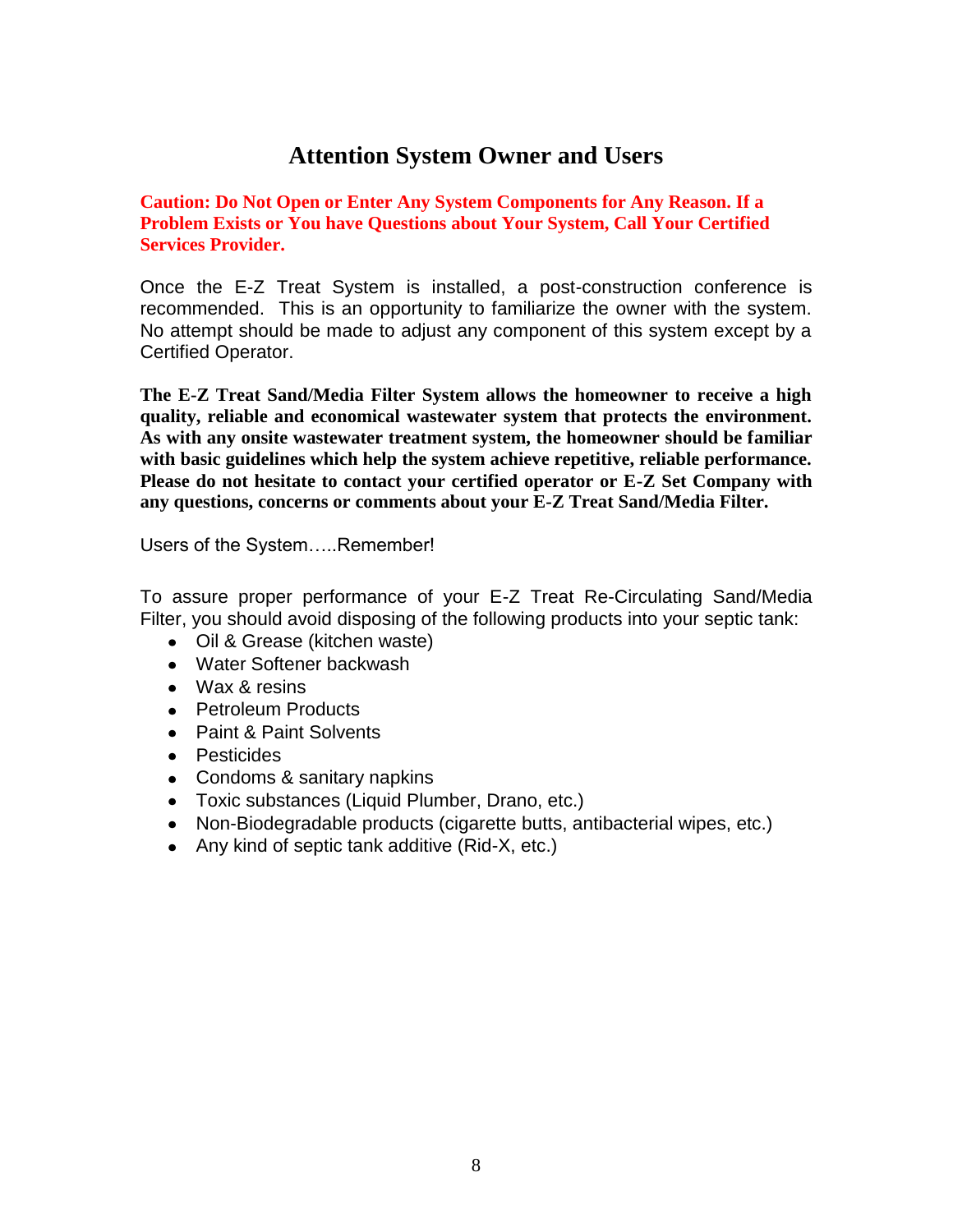# Attention System Owner and Users

**Caution: Do Not Open or Enter Any System Components for Any Reason. If a Problem Exists or You have Questions about Your System, Call Your Certified Services Provider.**

Once the E-Z Treat System is installed, a post-construction conference is recommended. This is an opportunity to familiarize the owner with the system. No attempt should be made to adjust any component of this system except by a Certified Operator.

**The E-Z Treat Sand/Media Filter System allows the homeowner to receive a high quality, reliable and economical wastewater system that protects the environment. As with any onsite wastewater treatment system, the homeowner should be familiar with basic guidelines which help the system achieve repetitive, reliable performance. Please do not hesitate to contact your certified operator or E-Z Set Company with any questions, concerns or comments about your E-Z Treat Sand/Media Filter.**

Users of the System…..Remember!

To assure proper performance of your E-Z Treat Re-Circulating Sand/Media Filter, you should avoid disposing of the following products into your septic tank:

- Oil & Grease (kitchen waste)
- Water Softener backwash
- Wax & resins
- Petroleum Products
- Paint & Paint Solvents
- Pesticides
- Condoms & sanitary napkins
- Toxic substances (Liquid Plumber, Drano, etc.)
- Non-Biodegradable products (cigarette butts, antibacterial wipes, etc.)
- Any kind of septic tank additive (Rid-X, etc.)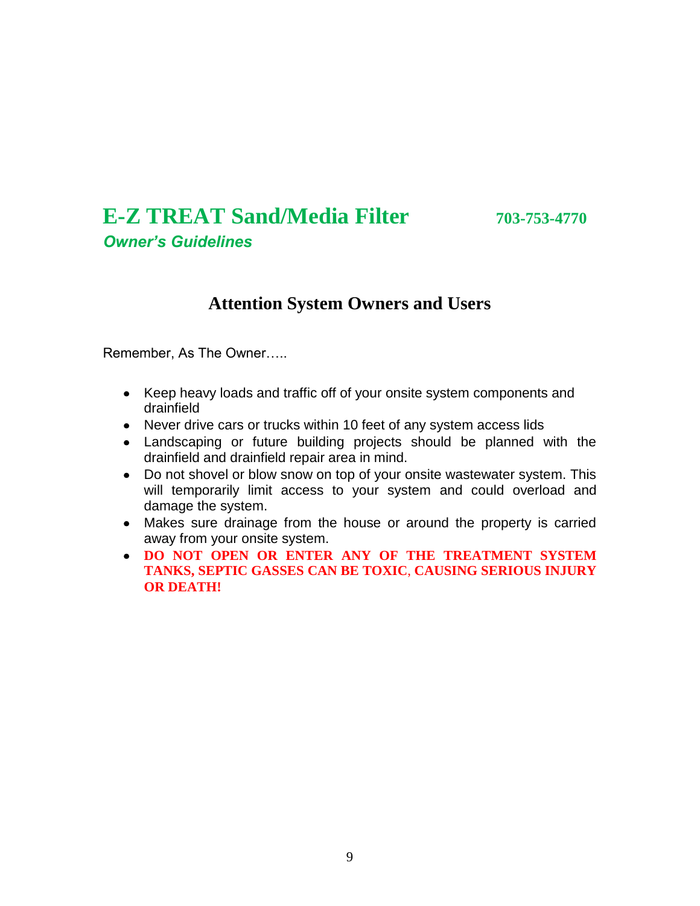# E-Z TREAT Sand/Media Filter 703-753-4770

***Owner's Guidelines***

## Attention System Owners and Users

Remember, As The Owner…..

- Keep heavy loads and traffic off of your onsite system components and drainfield
- Never drive cars or trucks within 10 feet of any system access lids
- Landscaping or future building projects should be planned with the drainfield and drainfield repair area in mind.
- Do not shovel or blow snow on top of your onsite wastewater system. This will temporarily limit access to your system and could overload and damage the system.
- Makes sure drainage from the house or around the property is carried away from your onsite system.
- **DO NOT OPEN OR ENTER ANY OF THE TREATMENT SYSTEM TANKS, SEPTIC GASSES CAN BE TOXIC, CAUSING SERIOUS INJURY OR DEATH!**